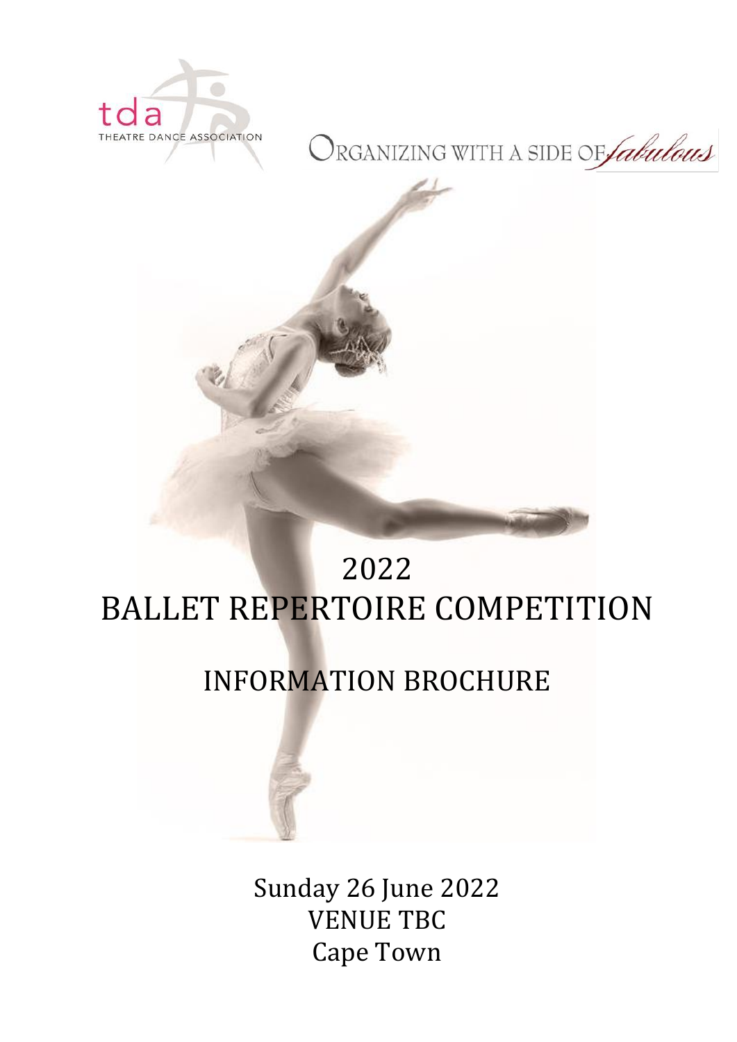tda

THEATRE DANCE ASSOCIATION

ORGANIZING WITH A SIDE OF *fabulous*

# 2022
# BALLET REPERTOIRE COMPETITION

## INFORMATION BROCHURE

Sunday 26 June 2022
VENUE TBC
Cape Town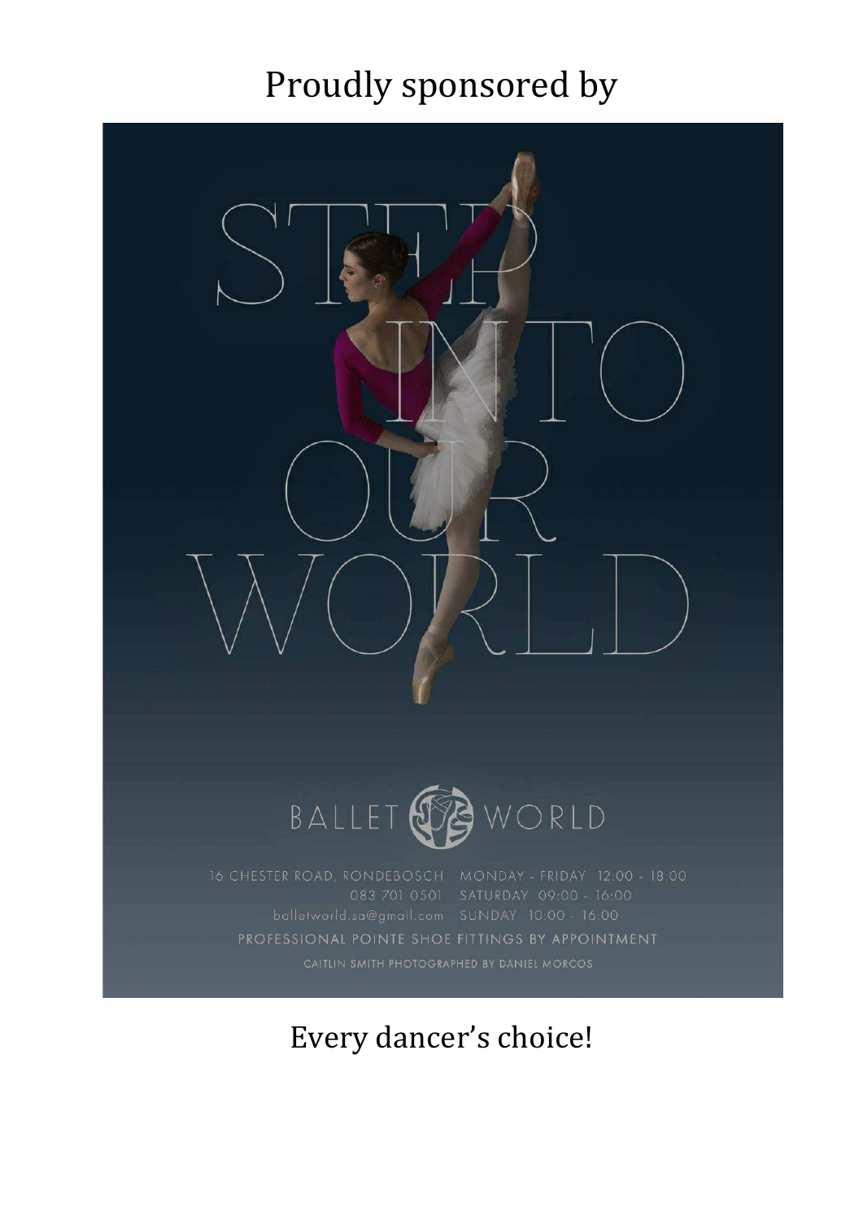Proudly sponsored by

STEP INTO OUR WORLD

BALLET WORLD

16 CHESTER ROAD, RONDEBOSCH
083 701 0501
balletworld.sa@gmail.com

MONDAY - FRIDAY 12:00 - 18:00
SATURDAY 09:00 - 16:00
SUNDAY 10:00 - 16:00

PROFESSIONAL POINTE SHOE FITTINGS BY APPOINTMENT

CAITLIN SMITH PHOTOGRAPHED BY DANIEL MORCOS

Every dancer's choice!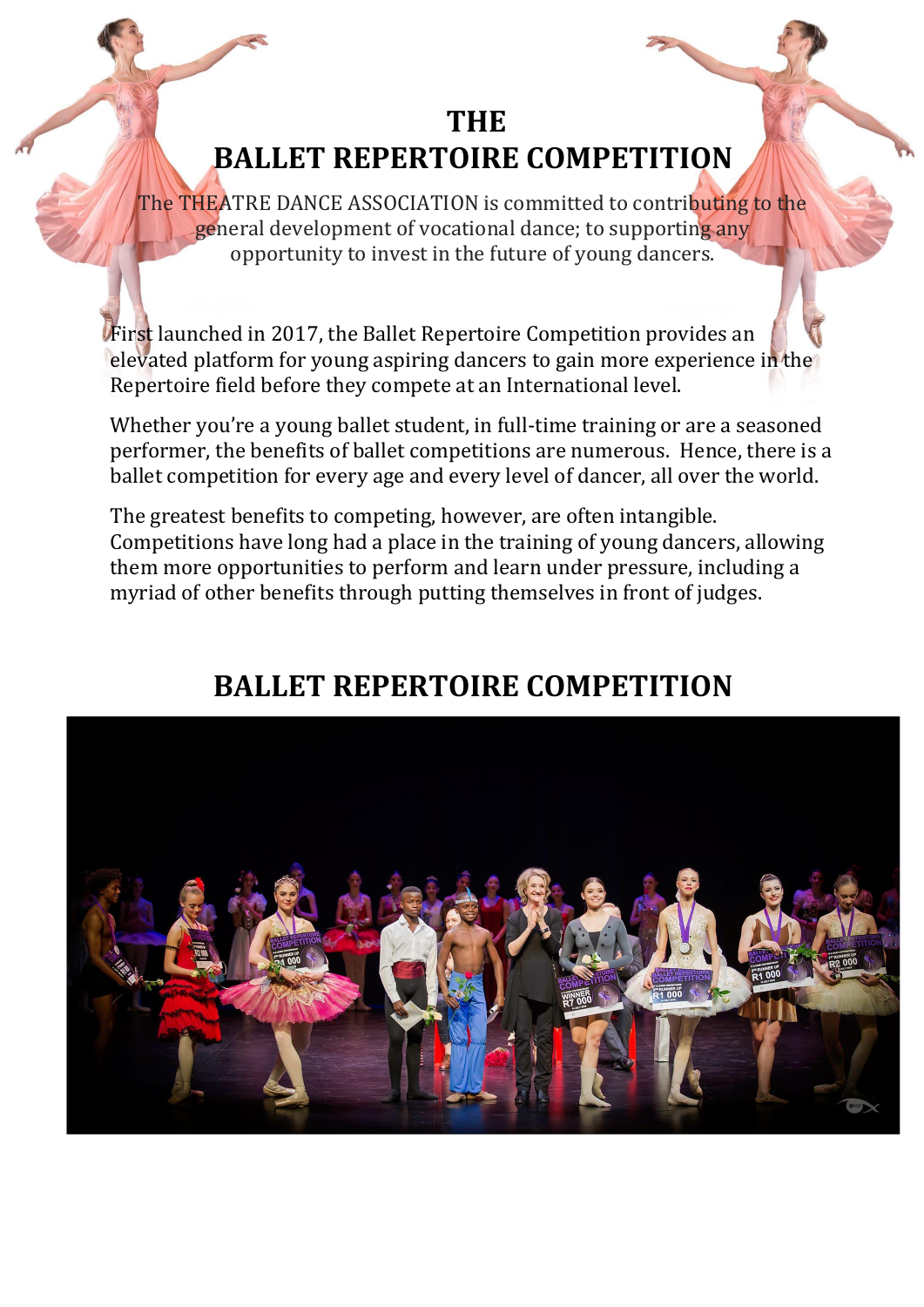# THE BALLET REPERTOIRE COMPETITION

The THEATRE DANCE ASSOCIATION is committed to contributing to the general development of vocational dance; to supporting any opportunity to invest in the future of young dancers.

First launched in 2017, the Ballet Repertoire Competition provides an elevated platform for young aspiring dancers to gain more experience in the Repertoire field before they compete at an International level.

Whether you're a young ballet student, in full-time training or are a seasoned performer, the benefits of ballet competitions are numerous. Hence, there is a ballet competition for every age and every level of dancer, all over the world.

The greatest benefits to competing, however, are often intangible. Competitions have long had a place in the training of young dancers, allowing them more opportunities to perform and learn under pressure, including a myriad of other benefits through putting themselves in front of judges.

## BALLET REPERTOIRE COMPETITION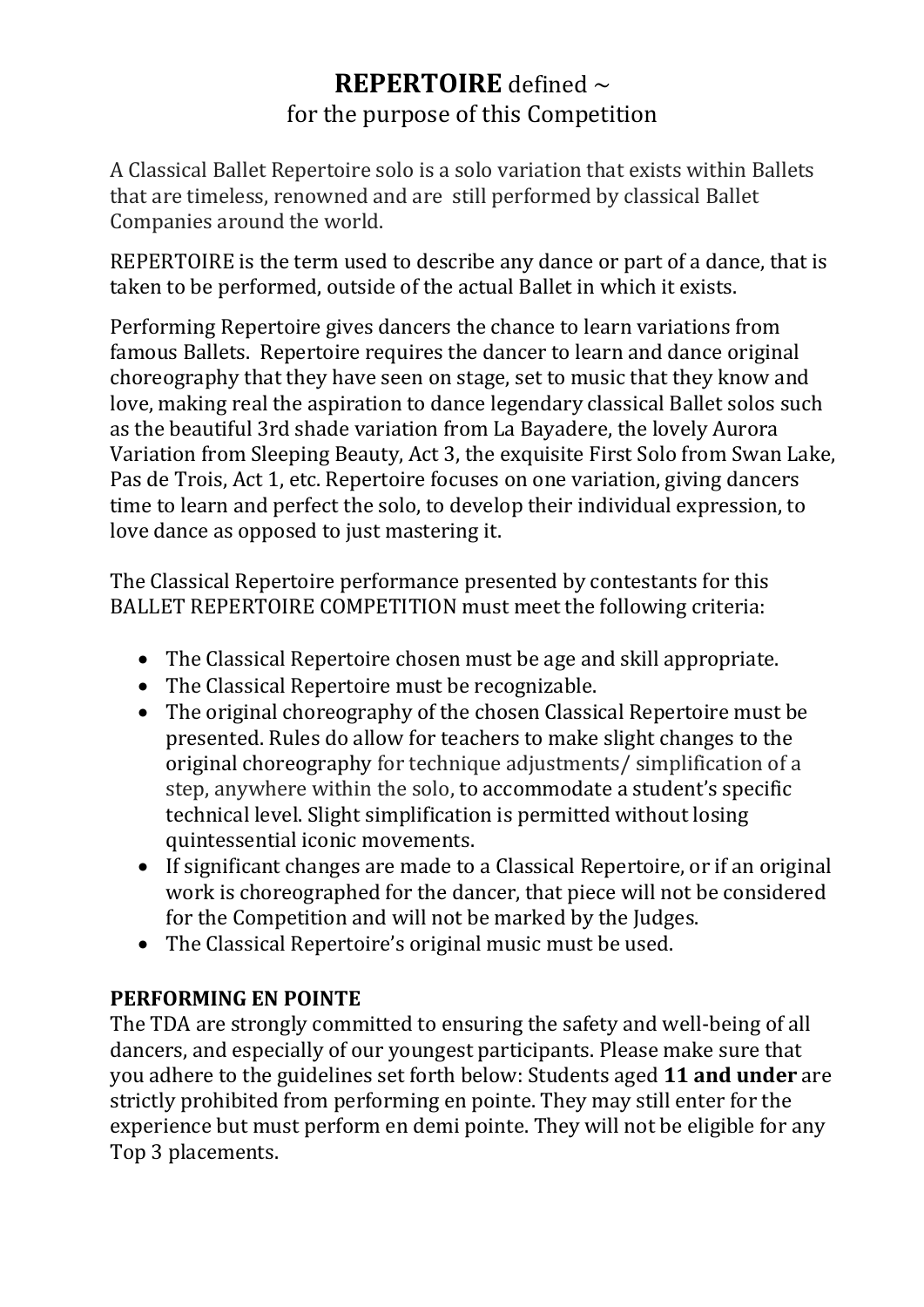# **REPERTOIRE** defined ~
for the purpose of this Competition

A Classical Ballet Repertoire solo is a solo variation that exists within Ballets that are timeless, renowned and are still performed by classical Ballet Companies around the world.

REPERTOIRE is the term used to describe any dance or part of a dance, that is taken to be performed, outside of the actual Ballet in which it exists.

Performing Repertoire gives dancers the chance to learn variations from famous Ballets. Repertoire requires the dancer to learn and dance original choreography that they have seen on stage, set to music that they know and love, making real the aspiration to dance legendary classical Ballet solos such as the beautiful 3rd shade variation from La Bayadere, the lovely Aurora Variation from Sleeping Beauty, Act 3, the exquisite First Solo from Swan Lake, Pas de Trois, Act 1, etc. Repertoire focuses on one variation, giving dancers time to learn and perfect the solo, to develop their individual expression, to love dance as opposed to just mastering it.

The Classical Repertoire performance presented by contestants for this BALLET REPERTOIRE COMPETITION must meet the following criteria:

- The Classical Repertoire chosen must be age and skill appropriate.
- The Classical Repertoire must be recognizable.
- The original choreography of the chosen Classical Repertoire must be presented. Rules do allow for teachers to make slight changes to the original choreography for technique adjustments/ simplification of a step, anywhere within the solo, to accommodate a student's specific technical level. Slight simplification is permitted without losing quintessential iconic movements.
- If significant changes are made to a Classical Repertoire, or if an original work is choreographed for the dancer, that piece will not be considered for the Competition and will not be marked by the Judges.
- The Classical Repertoire's original music must be used.

**PERFORMING EN POINTE**

The TDA are strongly committed to ensuring the safety and well-being of all dancers, and especially of our youngest participants. Please make sure that you adhere to the guidelines set forth below: Students aged **11 and under** are strictly prohibited from performing en pointe. They may still enter for the experience but must perform en demi pointe. They will not be eligible for any Top 3 placements.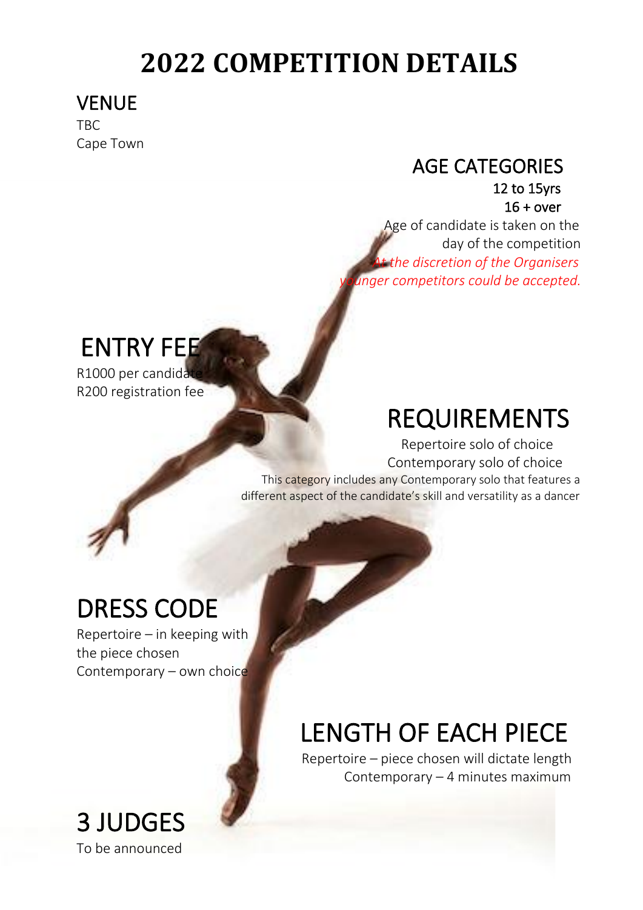# 2022 COMPETITION DETAILS

## VENUE

TBC
Cape Town

## AGE CATEGORIES

12 to 15yrs
16 + over

Age of candidate is taken on the day of the competition

*At the discretion of the Organisers younger competitors could be accepted.*

## ENTRY FEE

R1000 per candidate
R200 registration fee

## REQUIREMENTS

Repertoire solo of choice
Contemporary solo of choice

This category includes any Contemporary solo that features a different aspect of the candidate's skill and versatility as a dancer

## DRESS CODE

Repertoire – in keeping with the piece chosen
Contemporary – own choice

## LENGTH OF EACH PIECE

Repertoire – piece chosen will dictate length
Contemporary – 4 minutes maximum

## 3 JUDGES

To be announced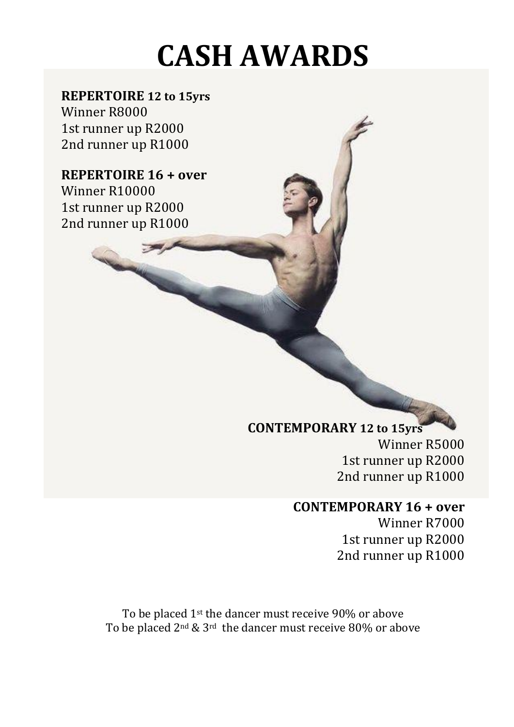# CASH AWARDS

**REPERTOIRE 12 to 15yrs**
Winner R8000
1st runner up R2000
2nd runner up R1000

**REPERTOIRE 16 + over**
Winner R10000
1st runner up R2000
2nd runner up R1000

**CONTEMPORARY 12 to 15yrs**
Winner R5000
1st runner up R2000
2nd runner up R1000

**CONTEMPORARY 16 + over**
Winner R7000
1st runner up R2000
2nd runner up R1000

To be placed 1st the dancer must receive 90% or above
To be placed 2nd & 3rd the dancer must receive 80% or above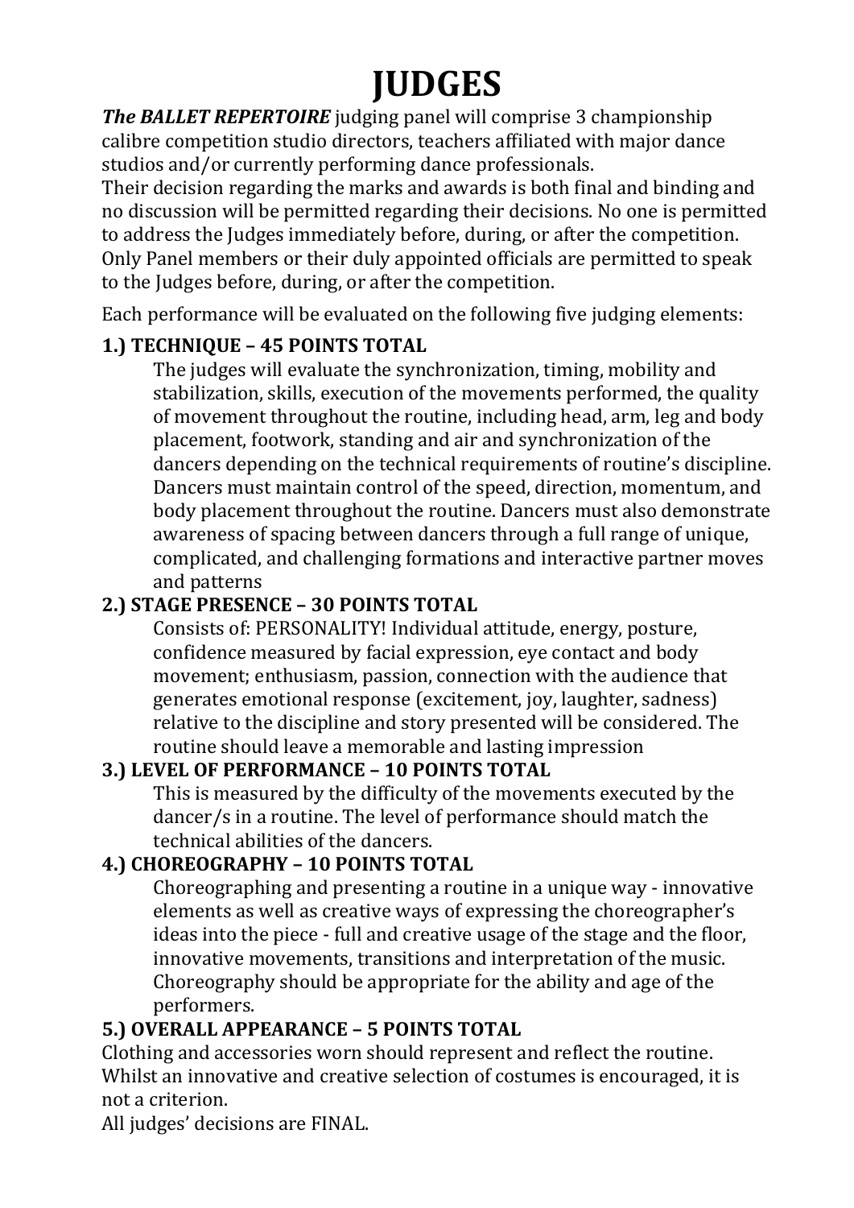# JUDGES

***The BALLET REPERTOIRE*** judging panel will comprise 3 championship calibre competition studio directors, teachers affiliated with major dance studios and/or currently performing dance professionals.

Their decision regarding the marks and awards is both final and binding and no discussion will be permitted regarding their decisions. No one is permitted to address the Judges immediately before, during, or after the competition. Only Panel members or their duly appointed officials are permitted to speak to the Judges before, during, or after the competition.

Each performance will be evaluated on the following five judging elements:

### 1.) TECHNIQUE – 45 POINTS TOTAL

The judges will evaluate the synchronization, timing, mobility and stabilization, skills, execution of the movements performed, the quality of movement throughout the routine, including head, arm, leg and body placement, footwork, standing and air and synchronization of the dancers depending on the technical requirements of routine's discipline. Dancers must maintain control of the speed, direction, momentum, and body placement throughout the routine. Dancers must also demonstrate awareness of spacing between dancers through a full range of unique, complicated, and challenging formations and interactive partner moves and patterns

### 2.) STAGE PRESENCE – 30 POINTS TOTAL

Consists of: PERSONALITY! Individual attitude, energy, posture, confidence measured by facial expression, eye contact and body movement; enthusiasm, passion, connection with the audience that generates emotional response (excitement, joy, laughter, sadness) relative to the discipline and story presented will be considered. The routine should leave a memorable and lasting impression

### 3.) LEVEL OF PERFORMANCE – 10 POINTS TOTAL

This is measured by the difficulty of the movements executed by the dancer/s in a routine. The level of performance should match the technical abilities of the dancers.

### 4.) CHOREOGRAPHY – 10 POINTS TOTAL

Choreographing and presenting a routine in a unique way - innovative elements as well as creative ways of expressing the choreographer's ideas into the piece - full and creative usage of the stage and the floor, innovative movements, transitions and interpretation of the music. Choreography should be appropriate for the ability and age of the performers.

### 5.) OVERALL APPEARANCE – 5 POINTS TOTAL

Clothing and accessories worn should represent and reflect the routine. Whilst an innovative and creative selection of costumes is encouraged, it is not a criterion.

All judges' decisions are FINAL.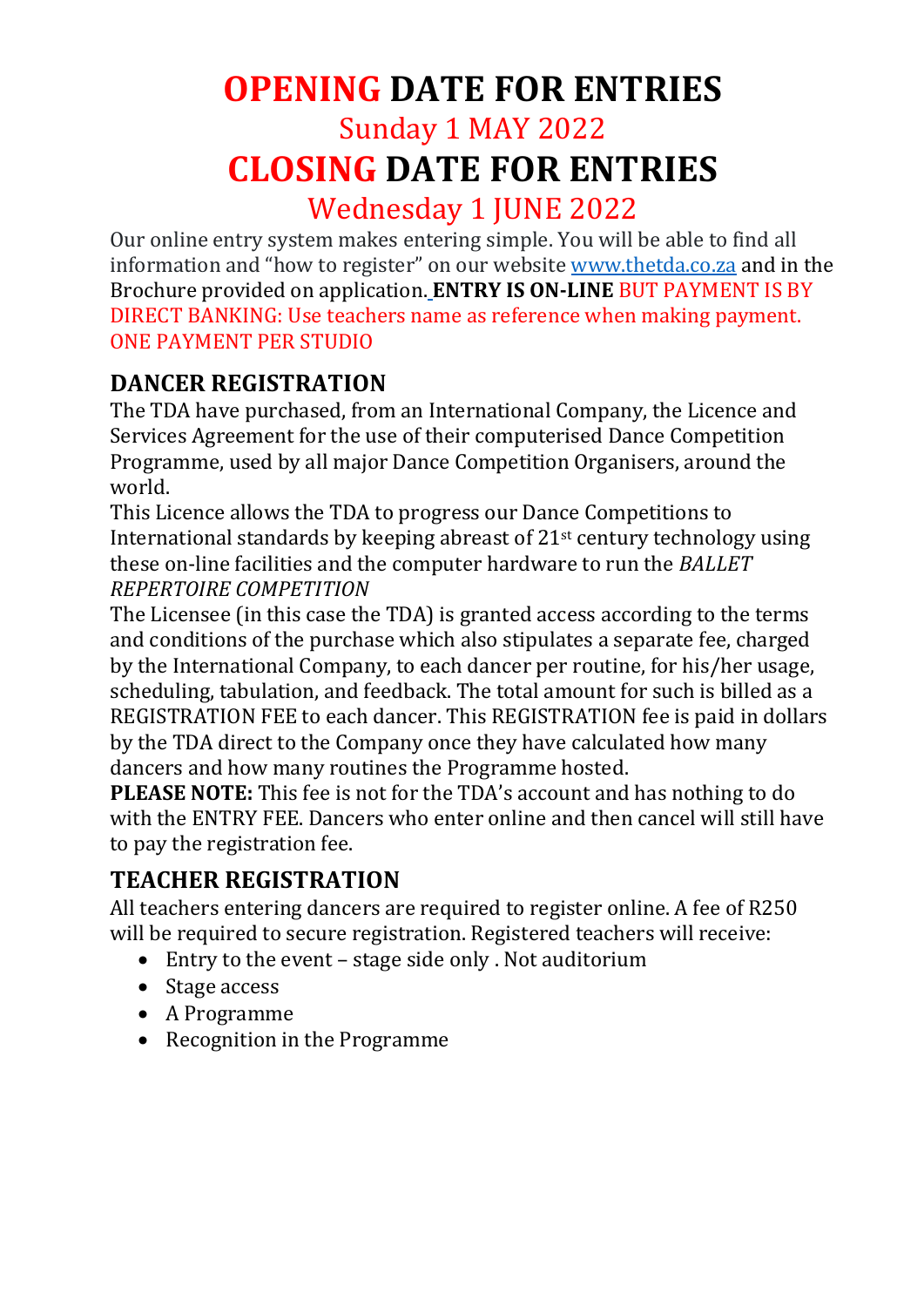# OPENING DATE FOR ENTRIES

## Sunday 1 MAY 2022

# CLOSING DATE FOR ENTRIES

## Wednesday 1 JUNE 2022

Our online entry system makes entering simple. You will be able to find all information and "how to register" on our website www.thetda.co.za and in the Brochure provided on application. **ENTRY IS ON-LINE** BUT PAYMENT IS BY DIRECT BANKING: Use teachers name as reference when making payment. ONE PAYMENT PER STUDIO

## DANCER REGISTRATION

The TDA have purchased, from an International Company, the Licence and Services Agreement for the use of their computerised Dance Competition Programme, used by all major Dance Competition Organisers, around the world.

This Licence allows the TDA to progress our Dance Competitions to International standards by keeping abreast of 21st century technology using these on-line facilities and the computer hardware to run the *BALLET REPERTOIRE COMPETITION*

The Licensee (in this case the TDA) is granted access according to the terms and conditions of the purchase which also stipulates a separate fee, charged by the International Company, to each dancer per routine, for his/her usage, scheduling, tabulation, and feedback. The total amount for such is billed as a REGISTRATION FEE to each dancer. This REGISTRATION fee is paid in dollars by the TDA direct to the Company once they have calculated how many dancers and how many routines the Programme hosted.

**PLEASE NOTE:** This fee is not for the TDA's account and has nothing to do with the ENTRY FEE. Dancers who enter online and then cancel will still have to pay the registration fee.

## TEACHER REGISTRATION

All teachers entering dancers are required to register online. A fee of R250 will be required to secure registration. Registered teachers will receive:

- Entry to the event – stage side only . Not auditorium
- Stage access
- A Programme
- Recognition in the Programme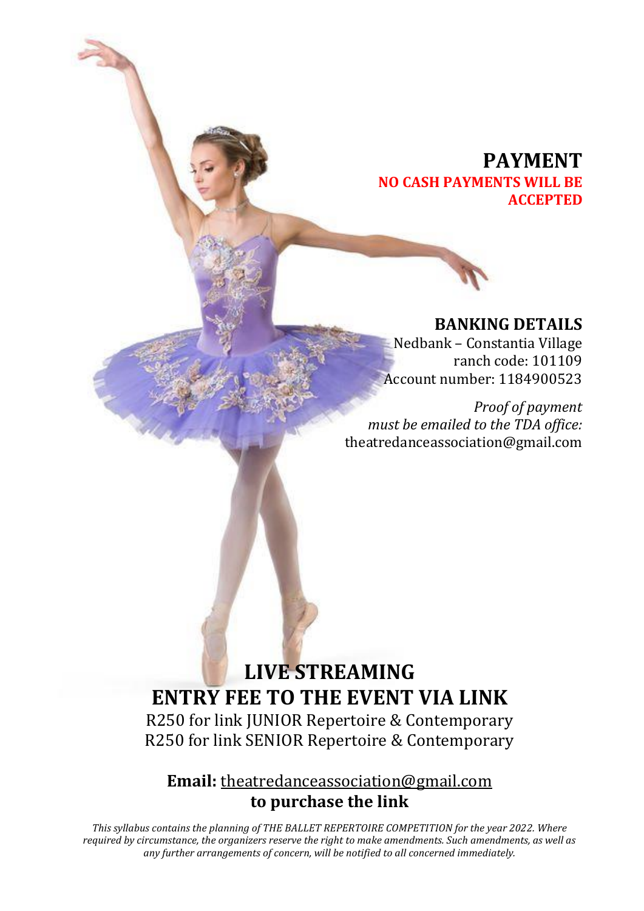## PAYMENT

**NO CASH PAYMENTS WILL BE ACCEPTED**

### BANKING DETAILS

Nedbank – Constantia Village
ranch code: 101109
Account number: 1184900523

*Proof of payment must be emailed to the TDA office:*
theatredanceassociation@gmail.com

## LIVE STREAMING
## ENTRY FEE TO THE EVENT VIA LINK

R250 for link JUNIOR Repertoire & Contemporary
R250 for link SENIOR Repertoire & Contemporary

**Email:** theatredanceassociation@gmail.com
**to purchase the link**

*This syllabus contains the planning of THE BALLET REPERTOIRE COMPETITION for the year 2022. Where required by circumstance, the organizers reserve the right to make amendments. Such amendments, as well as any further arrangements of concern, will be notified to all concerned immediately.*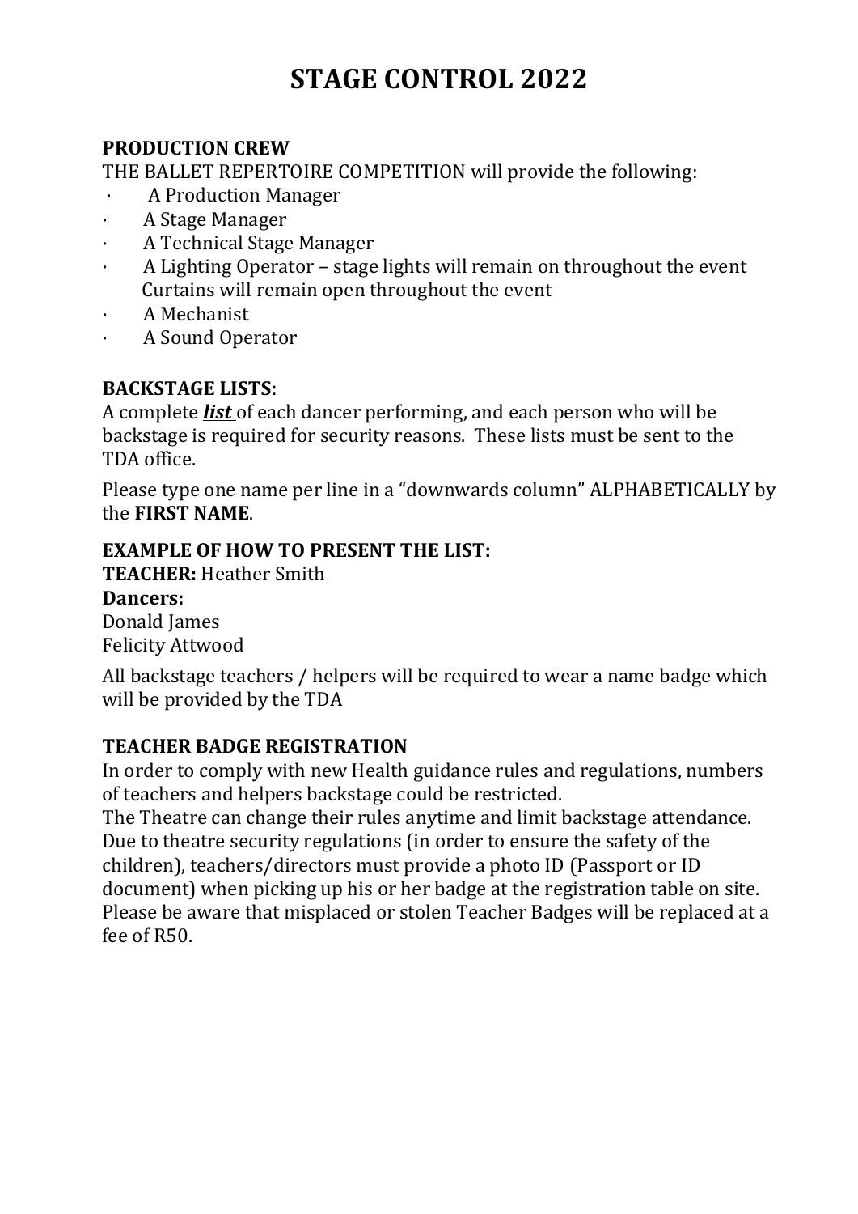# STAGE CONTROL 2022

**PRODUCTION CREW**

THE BALLET REPERTOIRE COMPETITION will provide the following:

- A Production Manager
- A Stage Manager
- A Technical Stage Manager
- A Lighting Operator – stage lights will remain on throughout the event
  Curtains will remain open throughout the event
- A Mechanist
- A Sound Operator

**BACKSTAGE LISTS:**

A complete ***list*** of each dancer performing, and each person who will be backstage is required for security reasons. These lists must be sent to the TDA office.

Please type one name per line in a "downwards column" ALPHABETICALLY by the **FIRST NAME**.

**EXAMPLE OF HOW TO PRESENT THE LIST:**

**TEACHER:** Heather Smith

**Dancers:**

Donald James

Felicity Attwood

All backstage teachers / helpers will be required to wear a name badge which will be provided by the TDA

**TEACHER BADGE REGISTRATION**

In order to comply with new Health guidance rules and regulations, numbers of teachers and helpers backstage could be restricted.

The Theatre can change their rules anytime and limit backstage attendance.

Due to theatre security regulations (in order to ensure the safety of the children), teachers/directors must provide a photo ID (Passport or ID document) when picking up his or her badge at the registration table on site.

Please be aware that misplaced or stolen Teacher Badges will be replaced at a fee of R50.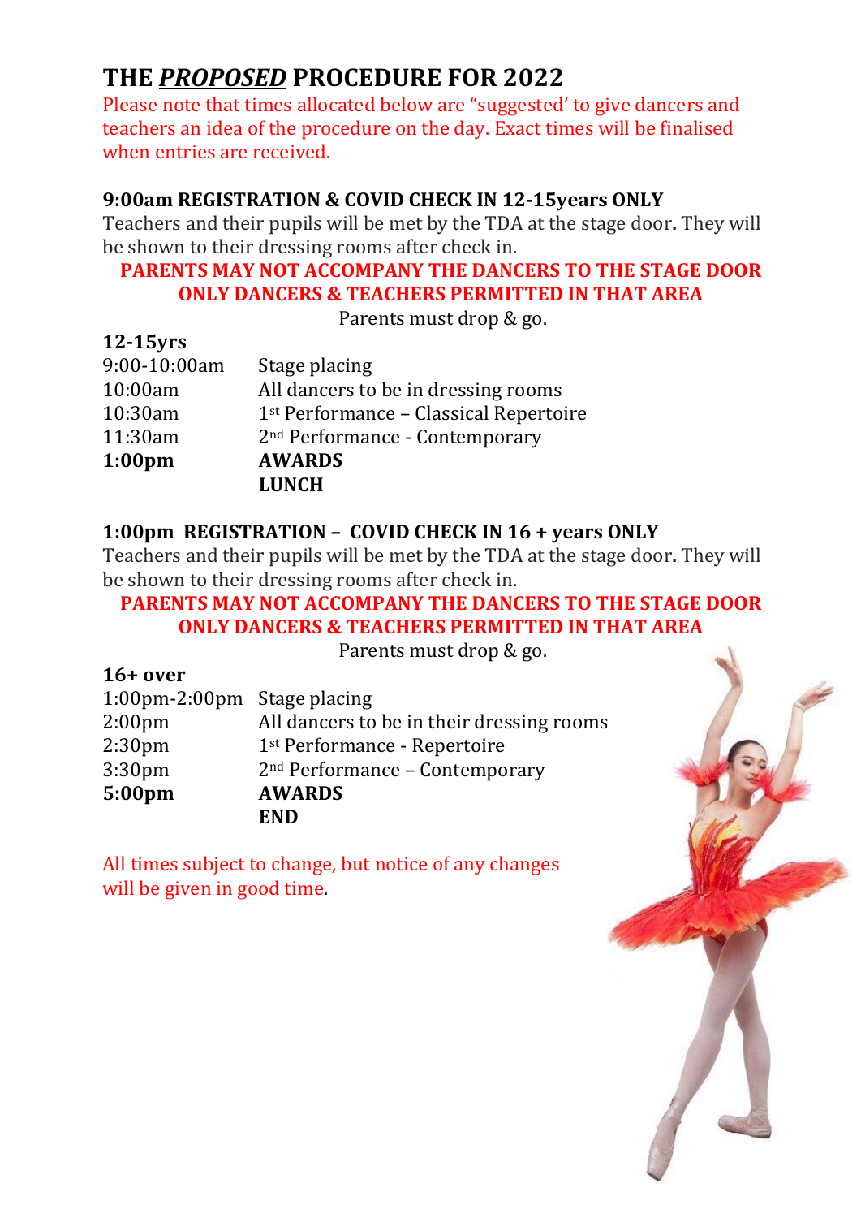# THE *PROPOSED* PROCEDURE FOR 2022

Please note that times allocated below are "suggested' to give dancers and teachers an idea of the procedure on the day. Exact times will be finalised when entries are received.

### 9:00am REGISTRATION & COVID CHECK IN 12-15years ONLY

Teachers and their pupils will be met by the TDA at the stage door**.** They will be shown to their dressing rooms after check in.

**PARENTS MAY NOT ACCOMPANY THE DANCERS TO THE STAGE DOOR ONLY DANCERS & TEACHERS PERMITTED IN THAT AREA**

Parents must drop & go.

**12-15yrs**

| | |
|---|---|
| 9:00-10:00am | Stage placing |
| 10:00am | All dancers to be in dressing rooms |
| 10:30am | 1st Performance – Classical Repertoire |
| 11:30am | 2nd Performance - Contemporary |
| **1:00pm** | **AWARDS** |
| | **LUNCH** |

### 1:00pm REGISTRATION – COVID CHECK IN 16 + years ONLY

Teachers and their pupils will be met by the TDA at the stage door**.** They will be shown to their dressing rooms after check in.

**PARENTS MAY NOT ACCOMPANY THE DANCERS TO THE STAGE DOOR ONLY DANCERS & TEACHERS PERMITTED IN THAT AREA**

Parents must drop & go.

**16+ over**

| | |
|---|---|
| 1:00pm-2:00pm | Stage placing |
| 2:00pm | All dancers to be in their dressing rooms |
| 2:30pm | 1st Performance - Repertoire |
| 3:30pm | 2nd Performance – Contemporary |
| **5:00pm** | **AWARDS** |
| | **END** |

All times subject to change, but notice of any changes will be given in good time.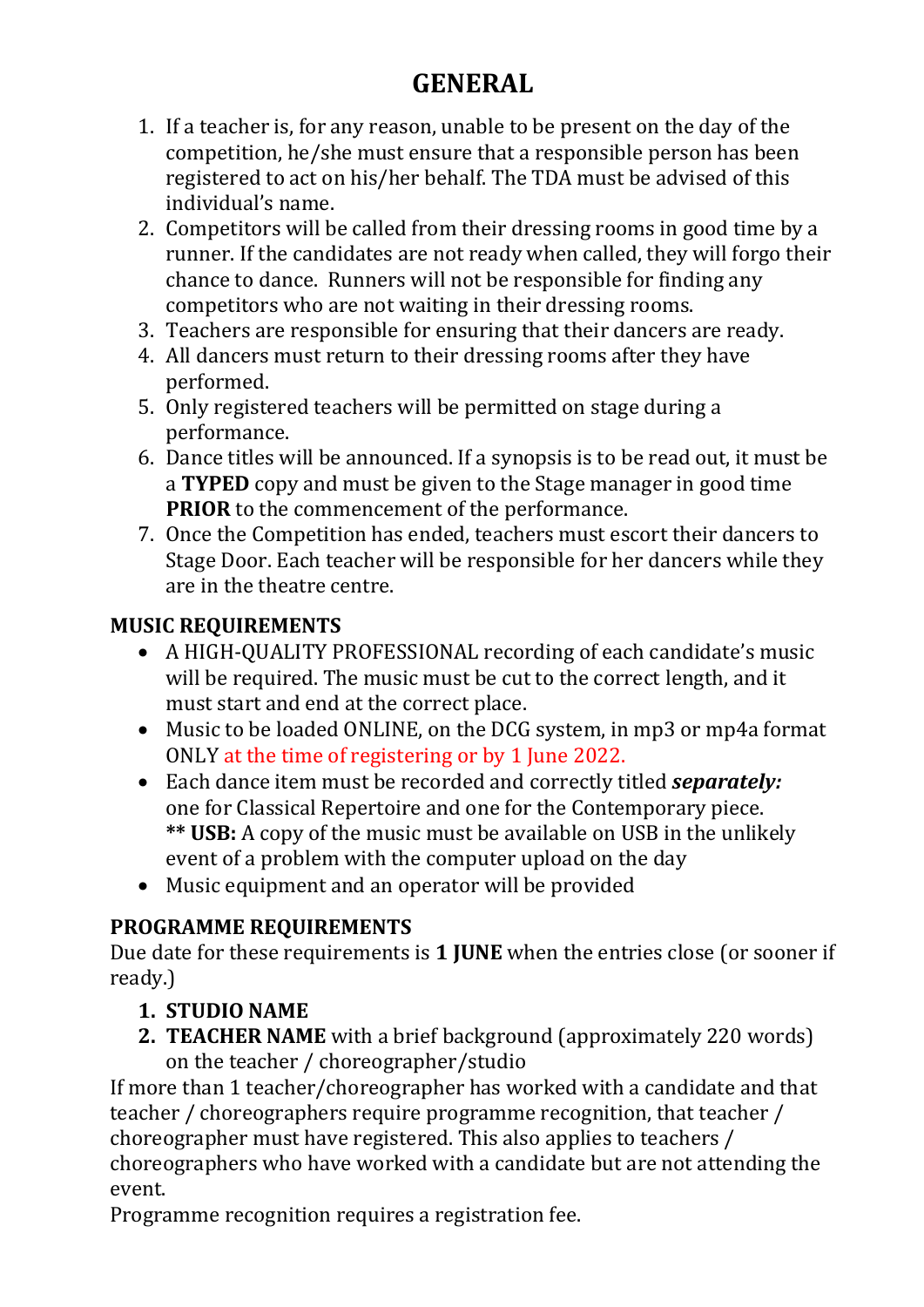# GENERAL

1. If a teacher is, for any reason, unable to be present on the day of the competition, he/she must ensure that a responsible person has been registered to act on his/her behalf. The TDA must be advised of this individual's name.
2. Competitors will be called from their dressing rooms in good time by a runner. If the candidates are not ready when called, they will forgo their chance to dance. Runners will not be responsible for finding any competitors who are not waiting in their dressing rooms.
3. Teachers are responsible for ensuring that their dancers are ready.
4. All dancers must return to their dressing rooms after they have performed.
5. Only registered teachers will be permitted on stage during a performance.
6. Dance titles will be announced. If a synopsis is to be read out, it must be a **TYPED** copy and must be given to the Stage manager in good time **PRIOR** to the commencement of the performance.
7. Once the Competition has ended, teachers must escort their dancers to Stage Door. Each teacher will be responsible for her dancers while they are in the theatre centre.

**MUSIC REQUIREMENTS**

- A HIGH-QUALITY PROFESSIONAL recording of each candidate's music will be required. The music must be cut to the correct length, and it must start and end at the correct place.
- Music to be loaded ONLINE, on the DCG system, in mp3 or mp4a format ONLY at the time of registering or by 1 June 2022.
- Each dance item must be recorded and correctly titled ***separately:*** one for Classical Repertoire and one for the Contemporary piece. **\*\* USB:** A copy of the music must be available on USB in the unlikely event of a problem with the computer upload on the day
- Music equipment and an operator will be provided

**PROGRAMME REQUIREMENTS**

Due date for these requirements is **1 JUNE** when the entries close (or sooner if ready.)

1. **STUDIO NAME**
2. **TEACHER NAME** with a brief background (approximately 220 words) on the teacher / choreographer/studio

If more than 1 teacher/choreographer has worked with a candidate and that teacher / choreographers require programme recognition, that teacher / choreographer must have registered. This also applies to teachers / choreographers who have worked with a candidate but are not attending the event.

Programme recognition requires a registration fee.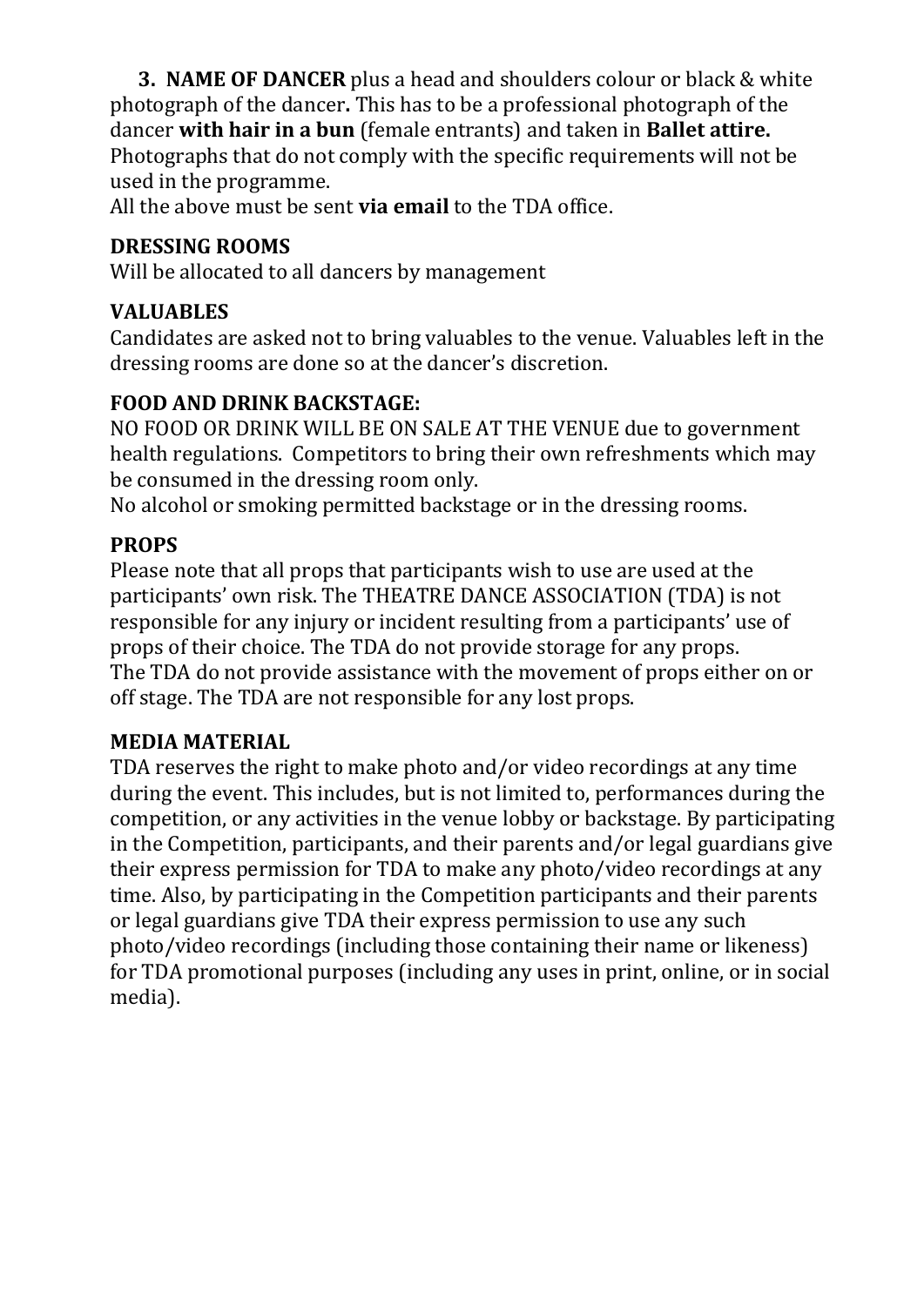3. **NAME OF DANCER** plus a head and shoulders colour or black & white photograph of the dancer**.** This has to be a professional photograph of the dancer **with hair in a bun** (female entrants) and taken in **Ballet attire.** Photographs that do not comply with the specific requirements will not be used in the programme.

All the above must be sent **via email** to the TDA office.

**DRESSING ROOMS**

Will be allocated to all dancers by management

**VALUABLES**

Candidates are asked not to bring valuables to the venue. Valuables left in the dressing rooms are done so at the dancer's discretion.

**FOOD AND DRINK BACKSTAGE:**

NO FOOD OR DRINK WILL BE ON SALE AT THE VENUE due to government health regulations. Competitors to bring their own refreshments which may be consumed in the dressing room only.

No alcohol or smoking permitted backstage or in the dressing rooms.

**PROPS**

Please note that all props that participants wish to use are used at the participants' own risk. The THEATRE DANCE ASSOCIATION (TDA) is not responsible for any injury or incident resulting from a participants' use of props of their choice. The TDA do not provide storage for any props.

The TDA do not provide assistance with the movement of props either on or off stage. The TDA are not responsible for any lost props.

**MEDIA MATERIAL**

TDA reserves the right to make photo and/or video recordings at any time during the event. This includes, but is not limited to, performances during the competition, or any activities in the venue lobby or backstage. By participating in the Competition, participants, and their parents and/or legal guardians give their express permission for TDA to make any photo/video recordings at any time. Also, by participating in the Competition participants and their parents or legal guardians give TDA their express permission to use any such photo/video recordings (including those containing their name or likeness) for TDA promotional purposes (including any uses in print, online, or in social media).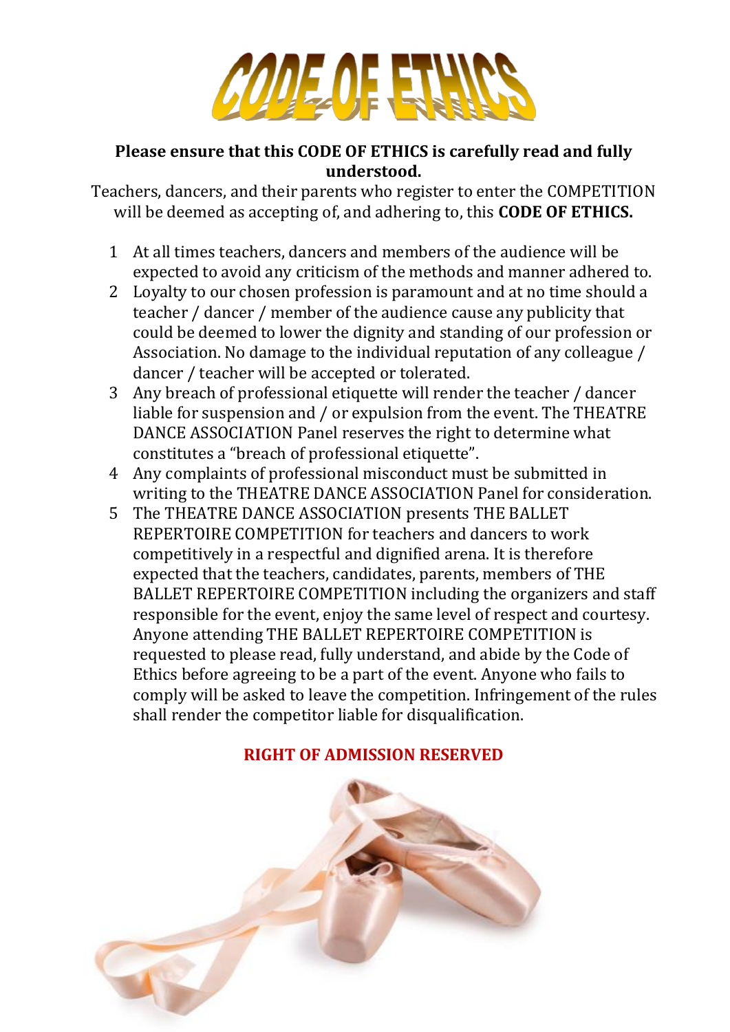# CODE OF ETHICS

**Please ensure that this CODE OF ETHICS is carefully read and fully understood.**

Teachers, dancers, and their parents who register to enter the COMPETITION will be deemed as accepting of, and adhering to, this **CODE OF ETHICS.**

1. At all times teachers, dancers and members of the audience will be expected to avoid any criticism of the methods and manner adhered to.
2. Loyalty to our chosen profession is paramount and at no time should a teacher / dancer / member of the audience cause any publicity that could be deemed to lower the dignity and standing of our profession or Association. No damage to the individual reputation of any colleague / dancer / teacher will be accepted or tolerated.
3. Any breach of professional etiquette will render the teacher / dancer liable for suspension and / or expulsion from the event. The THEATRE DANCE ASSOCIATION Panel reserves the right to determine what constitutes a "breach of professional etiquette".
4. Any complaints of professional misconduct must be submitted in writing to the THEATRE DANCE ASSOCIATION Panel for consideration.
5. The THEATRE DANCE ASSOCIATION presents THE BALLET REPERTOIRE COMPETITION for teachers and dancers to work competitively in a respectful and dignified arena. It is therefore expected that the teachers, candidates, parents, members of THE BALLET REPERTOIRE COMPETITION including the organizers and staff responsible for the event, enjoy the same level of respect and courtesy. Anyone attending THE BALLET REPERTOIRE COMPETITION is requested to please read, fully understand, and abide by the Code of Ethics before agreeing to be a part of the event. Anyone who fails to comply will be asked to leave the competition. Infringement of the rules shall render the competitor liable for disqualification.

**RIGHT OF ADMISSION RESERVED**